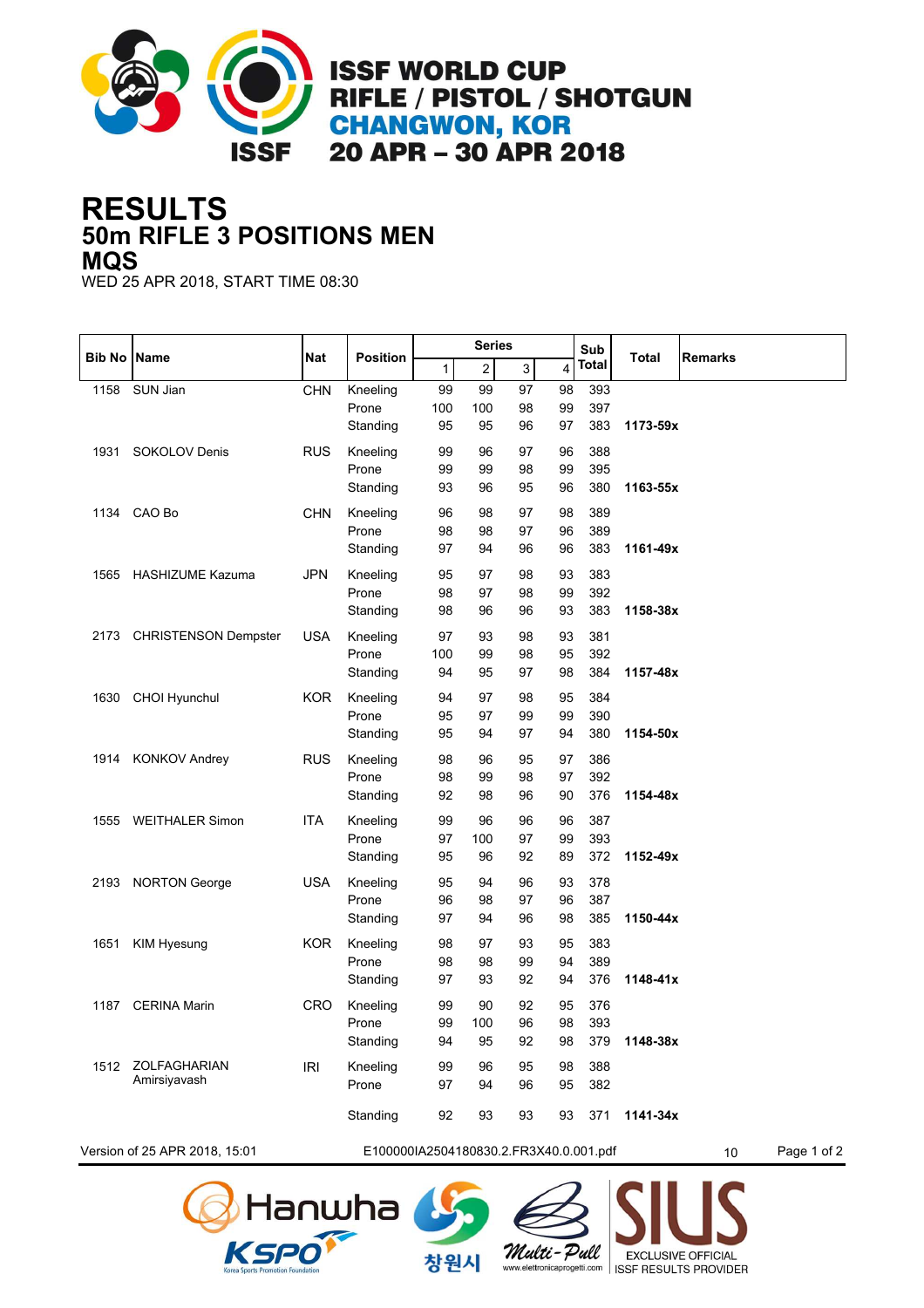# ISSF WORLD CUP
# RIFLE / PISTOL / SHOTGUN
# CHANGWON, KOR
# 20 APR – 30 APR 2018

# RESULTS
## 50m RIFLE 3 POSITIONS MEN
## MQS

WED 25 APR 2018, START TIME 08:30

| Bib No | Name | Nat | Position | Series 1 | Series 2 | Series 3 | Series 4 | Sub Total | Total | Remarks |
|---|---|---|---|---|---|---|---|---|---|---|
| 1158 | SUN Jian | CHN | Kneeling | 99 | 99 | 97 | 98 | 393 | | |
| | | | Prone | 100 | 100 | 98 | 99 | 397 | | |
| | | | Standing | 95 | 95 | 96 | 97 | 383 | 1173-59x | |
| 1931 | SOKOLOV Denis | RUS | Kneeling | 99 | 96 | 97 | 96 | 388 | | |
| | | | Prone | 99 | 99 | 98 | 99 | 395 | | |
| | | | Standing | 93 | 96 | 95 | 96 | 380 | 1163-55x | |
| 1134 | CAO Bo | CHN | Kneeling | 96 | 98 | 97 | 98 | 389 | | |
| | | | Prone | 98 | 98 | 97 | 96 | 389 | | |
| | | | Standing | 97 | 94 | 96 | 96 | 383 | 1161-49x | |
| 1565 | HASHIZUME Kazuma | JPN | Kneeling | 95 | 97 | 98 | 93 | 383 | | |
| | | | Prone | 98 | 97 | 98 | 99 | 392 | | |
| | | | Standing | 98 | 96 | 96 | 93 | 383 | 1158-38x | |
| 2173 | CHRISTENSON Dempster | USA | Kneeling | 97 | 93 | 98 | 93 | 381 | | |
| | | | Prone | 100 | 99 | 98 | 95 | 392 | | |
| | | | Standing | 94 | 95 | 97 | 98 | 384 | 1157-48x | |
| 1630 | CHOI Hyunchul | KOR | Kneeling | 94 | 97 | 98 | 95 | 384 | | |
| | | | Prone | 95 | 97 | 99 | 99 | 390 | | |
| | | | Standing | 95 | 94 | 97 | 94 | 380 | 1154-50x | |
| 1914 | KONKOV Andrey | RUS | Kneeling | 98 | 96 | 95 | 97 | 386 | | |
| | | | Prone | 98 | 99 | 98 | 97 | 392 | | |
| | | | Standing | 92 | 98 | 96 | 90 | 376 | 1154-48x | |
| 1555 | WEITHALER Simon | ITA | Kneeling | 99 | 96 | 96 | 96 | 387 | | |
| | | | Prone | 97 | 100 | 97 | 99 | 393 | | |
| | | | Standing | 95 | 96 | 92 | 89 | 372 | 1152-49x | |
| 2193 | NORTON George | USA | Kneeling | 95 | 94 | 96 | 93 | 378 | | |
| | | | Prone | 96 | 98 | 97 | 96 | 387 | | |
| | | | Standing | 97 | 94 | 96 | 98 | 385 | 1150-44x | |
| 1651 | KIM Hyesung | KOR | Kneeling | 98 | 97 | 93 | 95 | 383 | | |
| | | | Prone | 98 | 98 | 99 | 94 | 389 | | |
| | | | Standing | 97 | 93 | 92 | 94 | 376 | 1148-41x | |
| 1187 | CERINA Marin | CRO | Kneeling | 99 | 90 | 92 | 95 | 376 | | |
| | | | Prone | 99 | 100 | 96 | 98 | 393 | | |
| | | | Standing | 94 | 95 | 92 | 98 | 379 | 1148-38x | |
| 1512 | ZOLFAGHARIAN Amirsiyavash | IRI | Kneeling | 99 | 96 | 95 | 98 | 388 | | |
| | | | Prone | 97 | 94 | 96 | 95 | 382 | | |
| | | | Standing | 92 | 93 | 93 | 93 | 371 | 1141-34x | |

Version of 25 APR 2018, 15:01 E100000IA2504180830.2.FR3X40.0.001.pdf 10

Hanwha KSPO 창원시 Multi-Pull SIUS EXCLUSIVE OFFICIAL ISSF RESULTS PROVIDER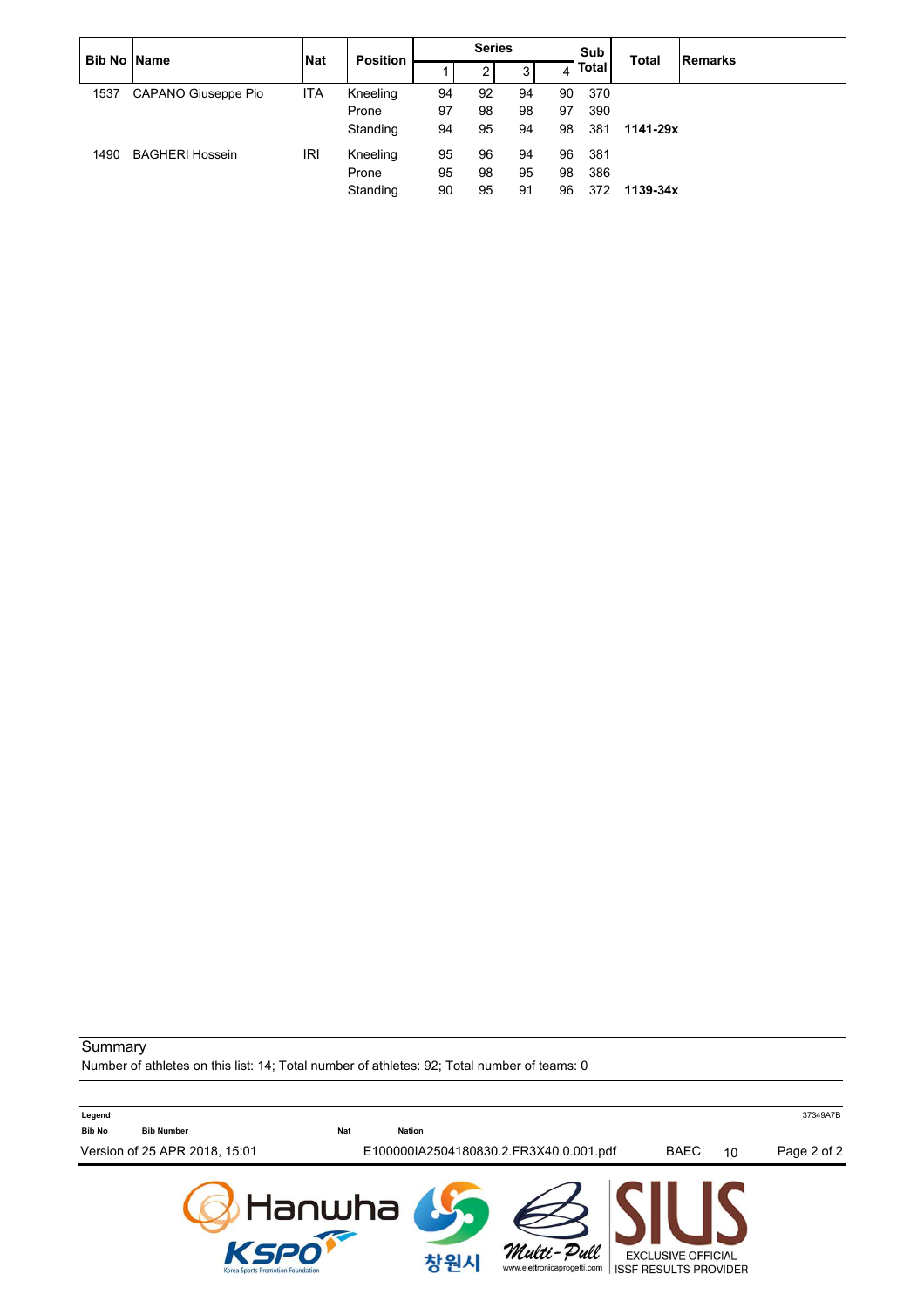| Bib No | Name | Nat | Position | Series | | | | Sub Total | Total | Remarks |
|---|---|---|---|---|---|---|---|---|---|---|
| | | | | 1 | 2 | 3 | 4 | | | |
| 1537 | CAPANO Giuseppe Pio | ITA | Kneeling | 94 | 92 | 94 | 90 | 370 | | |
| | | | Prone | 97 | 98 | 98 | 97 | 390 | | |
| | | | Standing | 94 | 95 | 94 | 98 | 381 | **1141-29x** | |
| 1490 | BAGHERI Hossein | IRI | Kneeling | 95 | 96 | 94 | 96 | 381 | | |
| | | | Prone | 95 | 98 | 95 | 98 | 386 | | |
| | | | Standing | 90 | 95 | 91 | 96 | 372 | **1139-34x** | |

Summary

Number of athletes on this list: 14; Total number of athletes: 92; Total number of teams: 0

**Legend**

| | | | |
|---|---|---|---|
| **Bib No** | **Bib Number** | **Nat** | **Nation** |

37349A7B

Version of 25 APR 2018, 15:01 E100000IA2504180830.2.FR3X40.0.001.pdf BAEC 10